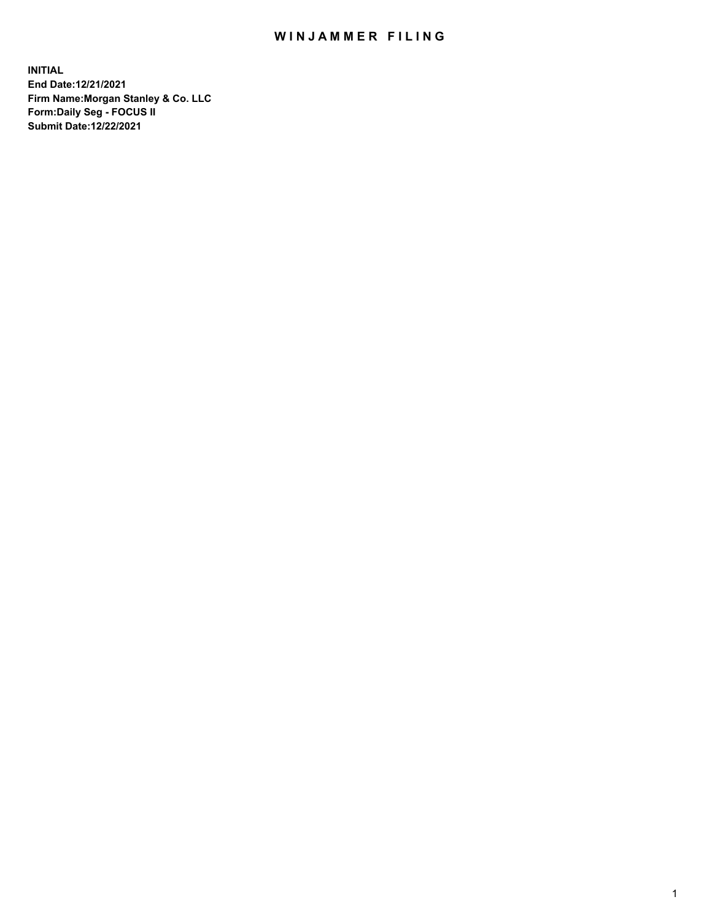# WINJAMMER FILING

**INITIAL**
**End Date:12/21/2021**
**Firm Name:Morgan Stanley & Co. LLC**
**Form:Daily Seg - FOCUS II**
**Submit Date:12/22/2021**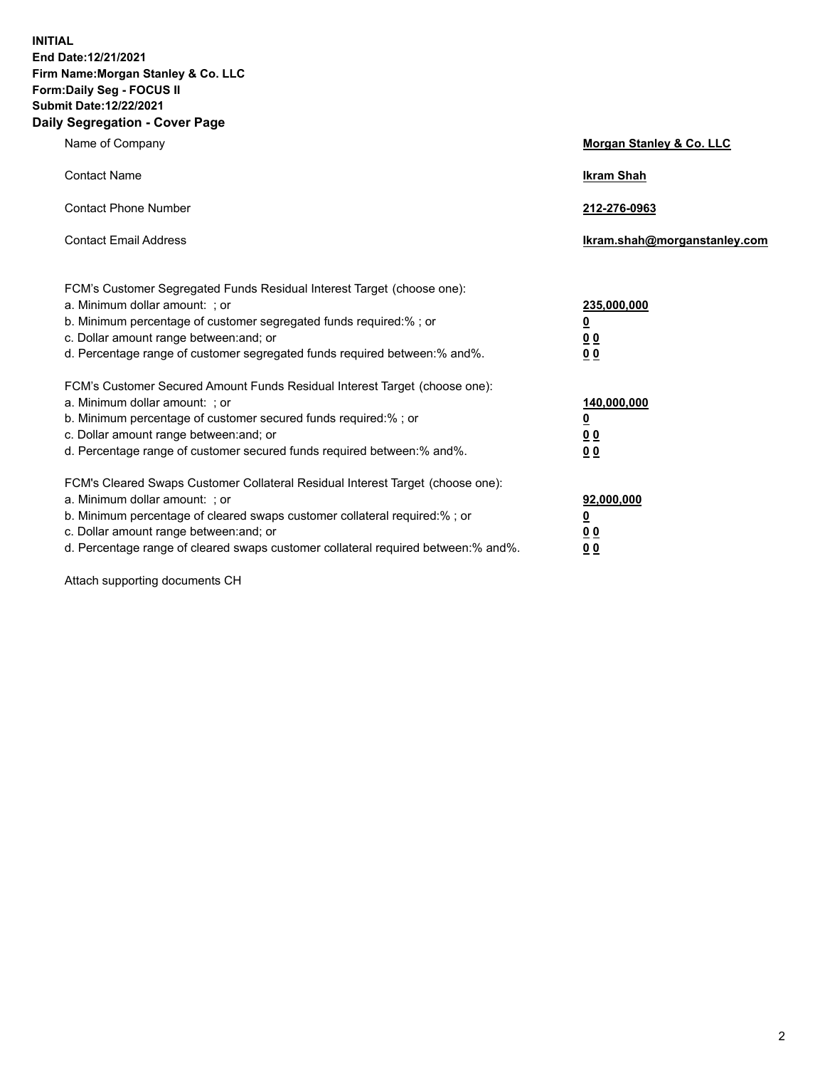**INITIAL**
**End Date:12/21/2021**
**Firm Name:Morgan Stanley & Co. LLC**
**Form:Daily Seg - FOCUS II**
**Submit Date:12/22/2021**

## Daily Segregation - Cover Page

| | |
|---|---|
| Name of Company | **Morgan Stanley & Co. LLC** |
| Contact Name | **Ikram Shah** |
| Contact Phone Number | **212-276-0963** |
| Contact Email Address | **Ikram.shah@morganstanley.com** |

| | |
|---|---|
| FCM's Customer Segregated Funds Residual Interest Target (choose one): | |
| a. Minimum dollar amount: ; or | **235,000,000** |
| b. Minimum percentage of customer segregated funds required:% ; or | **0** |
| c. Dollar amount range between:and; or | **0 0** |
| d. Percentage range of customer segregated funds required between:% and%. | **0 0** |
| FCM's Customer Secured Amount Funds Residual Interest Target (choose one): | |
| a. Minimum dollar amount: ; or | **140,000,000** |
| b. Minimum percentage of customer secured funds required:% ; or | **0** |
| c. Dollar amount range between:and; or | **0 0** |
| d. Percentage range of customer secured funds required between:% and%. | **0 0** |
| FCM's Cleared Swaps Customer Collateral Residual Interest Target (choose one): | |
| a. Minimum dollar amount: ; or | **92,000,000** |
| b. Minimum percentage of cleared swaps customer collateral required:% ; or | **0** |
| c. Dollar amount range between:and; or | **0 0** |
| d. Percentage range of cleared swaps customer collateral required between:% and%. | **0 0** |

Attach supporting documents CH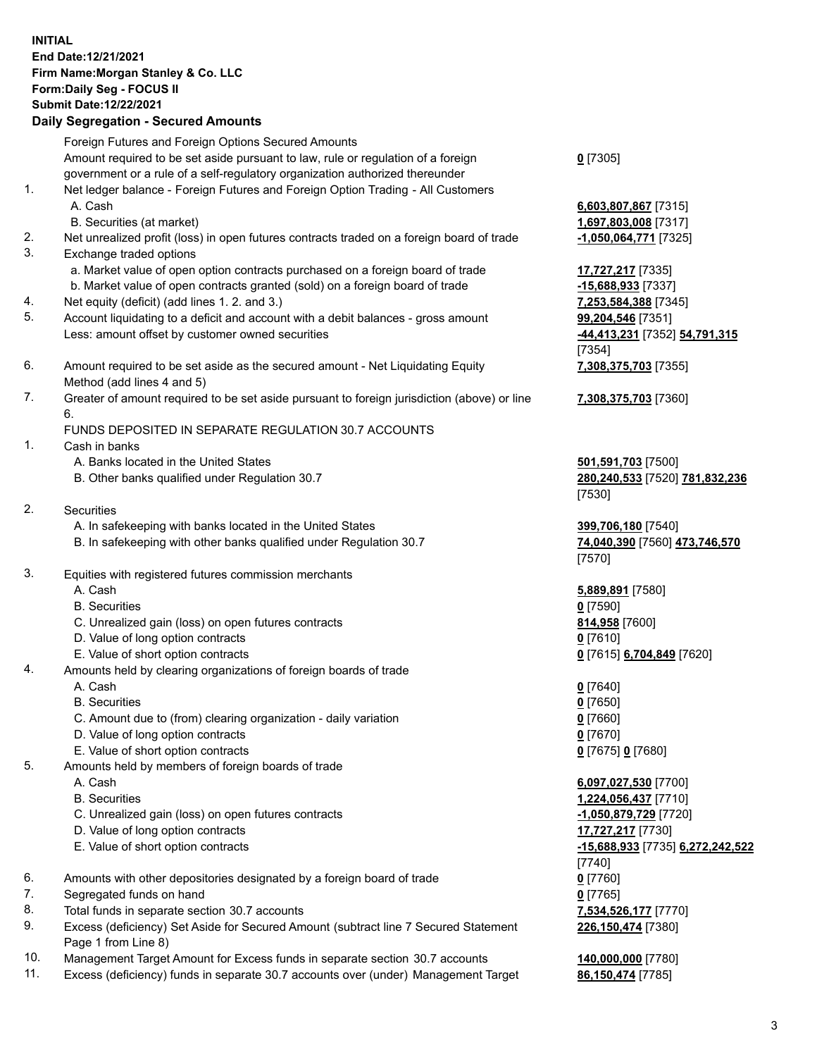**INITIAL**
**End Date:12/21/2021**
**Firm Name:Morgan Stanley & Co. LLC**
**Form:Daily Seg - FOCUS II**
**Submit Date:12/22/2021**

**Daily Segregation - Secured Amounts**

| | | |
|---|---|---|
| | Foreign Futures and Foreign Options Secured Amounts | |
| | Amount required to be set aside pursuant to law, rule or regulation of a foreign government or a rule of a self-regulatory organization authorized thereunder | **0** [7305] |
| 1. | Net ledger balance - Foreign Futures and Foreign Option Trading - All Customers | |
| | A. Cash | **6,603,807,867** [7315] |
| | B. Securities (at market) | **1,697,803,008** [7317] |
| 2. | Net unrealized profit (loss) in open futures contracts traded on a foreign board of trade | **-1,050,064,771** [7325] |
| 3. | Exchange traded options | |
| | a. Market value of open option contracts purchased on a foreign board of trade | **17,727,217** [7335] |
| | b. Market value of open contracts granted (sold) on a foreign board of trade | **-15,688,933** [7337] |
| 4. | Net equity (deficit) (add lines 1. 2. and 3.) | **7,253,584,388** [7345] |
| 5. | Account liquidating to a deficit and account with a debit balances - gross amount | **99,204,546** [7351] |
| | Less: amount offset by customer owned securities | **-44,413,231** [7352] **54,791,315** [7354] |
| 6. | Amount required to be set aside as the secured amount - Net Liquidating Equity Method (add lines 4 and 5) | **7,308,375,703** [7355] |
| 7. | Greater of amount required to be set aside pursuant to foreign jurisdiction (above) or line 6. | **7,308,375,703** [7360] |
| | FUNDS DEPOSITED IN SEPARATE REGULATION 30.7 ACCOUNTS | |
| 1. | Cash in banks | |
| | A. Banks located in the United States | **501,591,703** [7500] |
| | B. Other banks qualified under Regulation 30.7 | **280,240,533** [7520] **781,832,236** [7530] |
| 2. | Securities | |
| | A. In safekeeping with banks located in the United States | **399,706,180** [7540] |
| | B. In safekeeping with other banks qualified under Regulation 30.7 | **74,040,390** [7560] **473,746,570** [7570] |
| 3. | Equities with registered futures commission merchants | |
| | A. Cash | **5,889,891** [7580] |
| | B. Securities | **0** [7590] |
| | C. Unrealized gain (loss) on open futures contracts | **814,958** [7600] |
| | D. Value of long option contracts | **0** [7610] |
| | E. Value of short option contracts | **0** [7615] **6,704,849** [7620] |
| 4. | Amounts held by clearing organizations of foreign boards of trade | |
| | A. Cash | **0** [7640] |
| | B. Securities | **0** [7650] |
| | C. Amount due to (from) clearing organization - daily variation | **0** [7660] |
| | D. Value of long option contracts | **0** [7670] |
| | E. Value of short option contracts | **0** [7675] **0** [7680] |
| 5. | Amounts held by members of foreign boards of trade | |
| | A. Cash | **6,097,027,530** [7700] |
| | B. Securities | **1,224,056,437** [7710] |
| | C. Unrealized gain (loss) on open futures contracts | **-1,050,879,729** [7720] |
| | D. Value of long option contracts | **17,727,217** [7730] |
| | E. Value of short option contracts | **-15,688,933** [7735] **6,272,242,522** [7740] |
| 6. | Amounts with other depositories designated by a foreign board of trade | **0** [7760] |
| 7. | Segregated funds on hand | **0** [7765] |
| 8. | Total funds in separate section 30.7 accounts | **7,534,526,177** [7770] |
| 9. | Excess (deficiency) Set Aside for Secured Amount (subtract line 7 Secured Statement Page 1 from Line 8) | **226,150,474** [7380] |
| 10. | Management Target Amount for Excess funds in separate section 30.7 accounts | **140,000,000** [7780] |
| 11. | Excess (deficiency) funds in separate 30.7 accounts over (under) Management Target | **86,150,474** [7785] |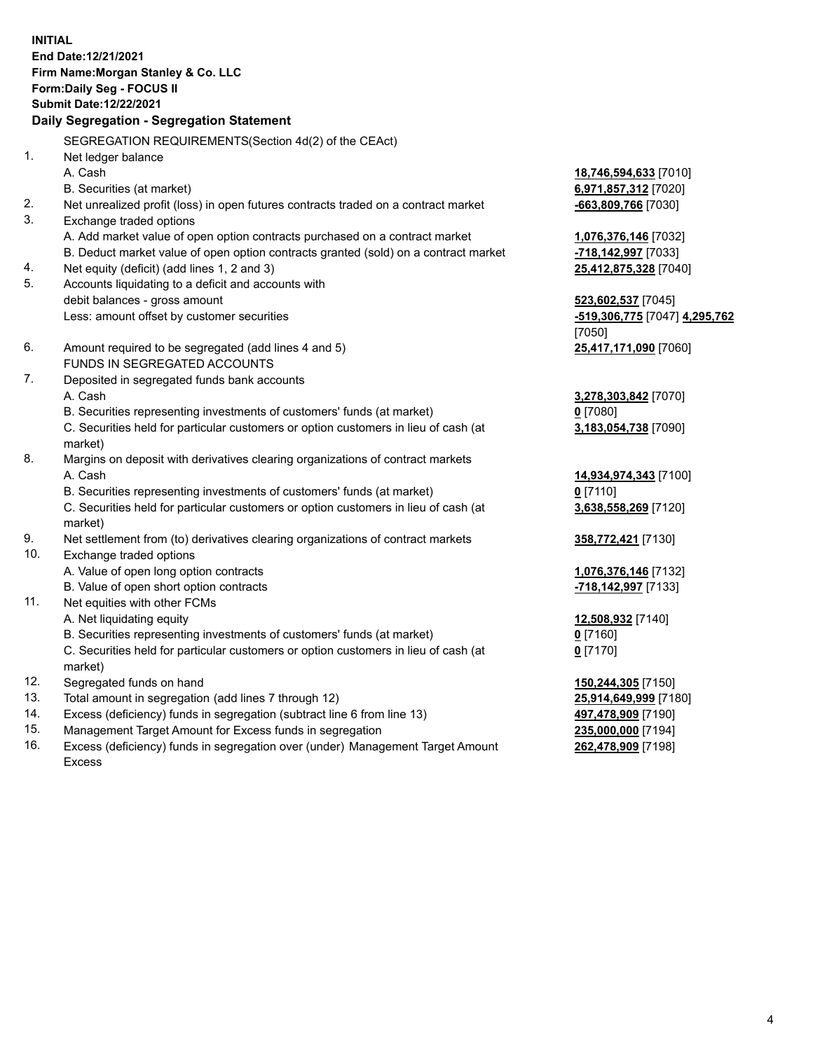**INITIAL**
**End Date:12/21/2021**
**Firm Name:Morgan Stanley & Co. LLC**
**Form:Daily Seg - FOCUS II**
**Submit Date:12/22/2021**

**Daily Segregation - Segregation Statement**

| | | |
|---|---|---|
| | SEGREGATION REQUIREMENTS(Section 4d(2) of the CEAct) | |
| 1. | Net ledger balance | |
| | A. Cash | **18,746,594,633** [7010] |
| | B. Securities (at market) | **6,971,857,312** [7020] |
| 2. | Net unrealized profit (loss) in open futures contracts traded on a contract market | **-663,809,766** [7030] |
| 3. | Exchange traded options | |
| | A. Add market value of open option contracts purchased on a contract market | **1,076,376,146** [7032] |
| | B. Deduct market value of open option contracts granted (sold) on a contract market | **-718,142,997** [7033] |
| 4. | Net equity (deficit) (add lines 1, 2 and 3) | **25,412,875,328** [7040] |
| 5. | Accounts liquidating to a deficit and accounts with debit balances - gross amount | **523,602,537** [7045] |
| | Less: amount offset by customer securities | **-519,306,775** [7047] **4,295,762** [7050] |
| 6. | Amount required to be segregated (add lines 4 and 5) | **25,417,171,090** [7060] |
| | FUNDS IN SEGREGATED ACCOUNTS | |
| 7. | Deposited in segregated funds bank accounts | |
| | A. Cash | **3,278,303,842** [7070] |
| | B. Securities representing investments of customers' funds (at market) | **0** [7080] |
| | C. Securities held for particular customers or option customers in lieu of cash (at market) | **3,183,054,738** [7090] |
| 8. | Margins on deposit with derivatives clearing organizations of contract markets | |
| | A. Cash | **14,934,974,343** [7100] |
| | B. Securities representing investments of customers' funds (at market) | **0** [7110] |
| | C. Securities held for particular customers or option customers in lieu of cash (at market) | **3,638,558,269** [7120] |
| 9. | Net settlement from (to) derivatives clearing organizations of contract markets | **358,772,421** [7130] |
| 10. | Exchange traded options | |
| | A. Value of open long option contracts | **1,076,376,146** [7132] |
| | B. Value of open short option contracts | **-718,142,997** [7133] |
| 11. | Net equities with other FCMs | |
| | A. Net liquidating equity | **12,508,932** [7140] |
| | B. Securities representing investments of customers' funds (at market) | **0** [7160] |
| | C. Securities held for particular customers or option customers in lieu of cash (at market) | **0** [7170] |
| 12. | Segregated funds on hand | **150,244,305** [7150] |
| 13. | Total amount in segregation (add lines 7 through 12) | **25,914,649,999** [7180] |
| 14. | Excess (deficiency) funds in segregation (subtract line 6 from line 13) | **497,478,909** [7190] |
| 15. | Management Target Amount for Excess funds in segregation | **235,000,000** [7194] |
| 16. | Excess (deficiency) funds in segregation over (under) Management Target Amount Excess | **262,478,909** [7198] |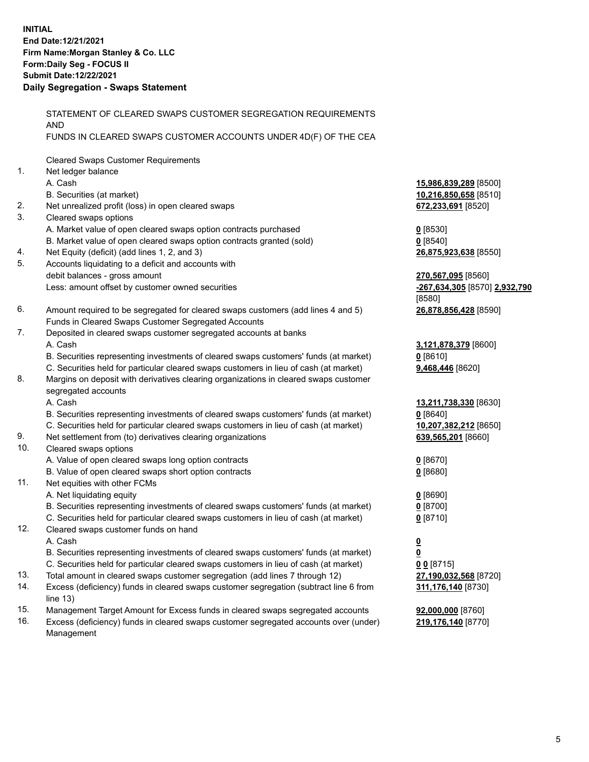**INITIAL**
**End Date:12/21/2021**
**Firm Name:Morgan Stanley & Co. LLC**
**Form:Daily Seg - FOCUS II**
**Submit Date:12/22/2021**
**Daily Segregation - Swaps Statement**

STATEMENT OF CLEARED SWAPS CUSTOMER SEGREGATION REQUIREMENTS AND
FUNDS IN CLEARED SWAPS CUSTOMER ACCOUNTS UNDER 4D(F) OF THE CEA

| | | |
|---|---|---|
| | Cleared Swaps Customer Requirements | |
| 1. | Net ledger balance | |
| | A. Cash | **15,986,839,289** [8500] |
| | B. Securities (at market) | **10,216,850,658** [8510] |
| 2. | Net unrealized profit (loss) in open cleared swaps | **672,233,691** [8520] |
| 3. | Cleared swaps options | |
| | A. Market value of open cleared swaps option contracts purchased | **0** [8530] |
| | B. Market value of open cleared swaps option contracts granted (sold) | **0** [8540] |
| 4. | Net Equity (deficit) (add lines 1, 2, and 3) | **26,875,923,638** [8550] |
| 5. | Accounts liquidating to a deficit and accounts with debit balances - gross amount | **270,567,095** [8560] |
| | Less: amount offset by customer owned securities | **-267,634,305** [8570] **2,932,790** [8580] |
| 6. | Amount required to be segregated for cleared swaps customers (add lines 4 and 5) | **26,878,856,428** [8590] |
| | Funds in Cleared Swaps Customer Segregated Accounts | |
| 7. | Deposited in cleared swaps customer segregated accounts at banks | |
| | A. Cash | **3,121,878,379** [8600] |
| | B. Securities representing investments of cleared swaps customers' funds (at market) | **0** [8610] |
| | C. Securities held for particular cleared swaps customers in lieu of cash (at market) | **9,468,446** [8620] |
| 8. | Margins on deposit with derivatives clearing organizations in cleared swaps customer segregated accounts | |
| | A. Cash | **13,211,738,330** [8630] |
| | B. Securities representing investments of cleared swaps customers' funds (at market) | **0** [8640] |
| | C. Securities held for particular cleared swaps customers in lieu of cash (at market) | **10,207,382,212** [8650] |
| 9. | Net settlement from (to) derivatives clearing organizations | **639,565,201** [8660] |
| 10. | Cleared swaps options | |
| | A. Value of open cleared swaps long option contracts | **0** [8670] |
| | B. Value of open cleared swaps short option contracts | **0** [8680] |
| 11. | Net equities with other FCMs | |
| | A. Net liquidating equity | **0** [8690] |
| | B. Securities representing investments of cleared swaps customers' funds (at market) | **0** [8700] |
| | C. Securities held for particular cleared swaps customers in lieu of cash (at market) | **0** [8710] |
| 12. | Cleared swaps customer funds on hand | |
| | A. Cash | **0** |
| | B. Securities representing investments of cleared swaps customers' funds (at market) | **0** |
| | C. Securities held for particular cleared swaps customers in lieu of cash (at market) | **0** **0** [8715] |
| 13. | Total amount in cleared swaps customer segregation (add lines 7 through 12) | **27,190,032,568** [8720] |
| 14. | Excess (deficiency) funds in cleared swaps customer segregation (subtract line 6 from line 13) | **311,176,140** [8730] |
| 15. | Management Target Amount for Excess funds in cleared swaps segregated accounts | **92,000,000** [8760] |
| 16. | Excess (deficiency) funds in cleared swaps customer segregated accounts over (under) Management | **219,176,140** [8770] |